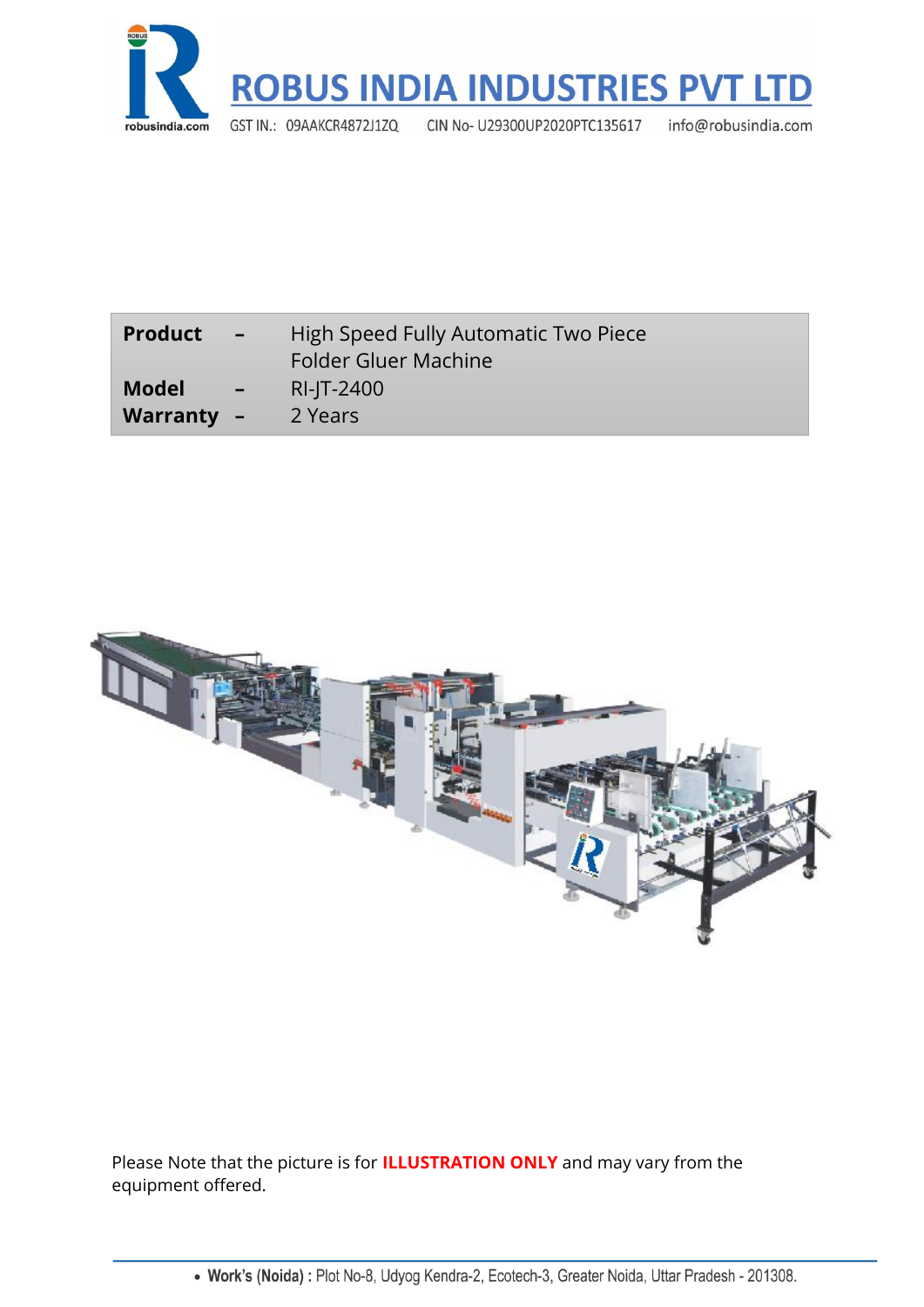# ROBUS INDIA INDUSTRIES PVT LTD

GST IN.: 09AAKCR4872J1ZQ CIN No- U29300UP2020PTC135617 info@robusindia.com

| | | |
|---|---|---|
| **Product** | **–** | High Speed Fully Automatic Two Piece Folder Gluer Machine |
| **Model** | **–** | RI-JT-2400 |
| **Warranty** | **–** | 2 Years |

Please Note that the picture is for **ILLUSTRATION ONLY** and may vary from the equipment offered.

- **Work's (Noida) :** Plot No-8, Udyog Kendra-2, Ecotech-3, Greater Noida, Uttar Pradesh - 201308.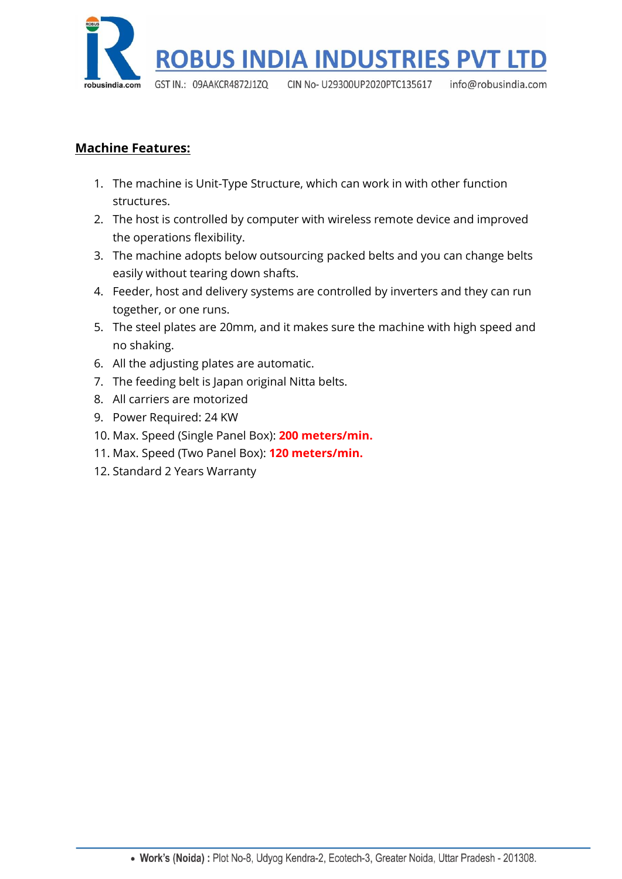## Machine Features:

1. The machine is Unit-Type Structure, which can work in with other function structures.
2. The host is controlled by computer with wireless remote device and improved the operations flexibility.
3. The machine adopts below outsourcing packed belts and you can change belts easily without tearing down shafts.
4. Feeder, host and delivery systems are controlled by inverters and they can run together, or one runs.
5. The steel plates are 20mm, and it makes sure the machine with high speed and no shaking.
6. All the adjusting plates are automatic.
7. The feeding belt is Japan original Nitta belts.
8. All carriers are motorized
9. Power Required: 24 KW
10. Max. Speed (Single Panel Box): **200 meters/min.**
11. Max. Speed (Two Panel Box): **120 meters/min.**
12. Standard 2 Years Warranty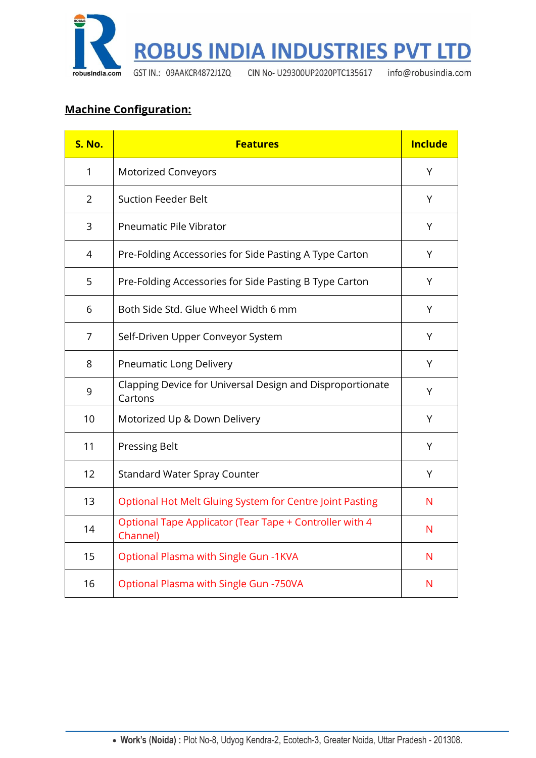**Machine Configuration:**

| S. No. | Features | Include |
|---|---|---|
| 1 | Motorized Conveyors | Y |
| 2 | Suction Feeder Belt | Y |
| 3 | Pneumatic Pile Vibrator | Y |
| 4 | Pre-Folding Accessories for Side Pasting A Type Carton | Y |
| 5 | Pre-Folding Accessories for Side Pasting B Type Carton | Y |
| 6 | Both Side Std. Glue Wheel Width 6 mm | Y |
| 7 | Self-Driven Upper Conveyor System | Y |
| 8 | Pneumatic Long Delivery | Y |
| 9 | Clapping Device for Universal Design and Disproportionate Cartons | Y |
| 10 | Motorized Up & Down Delivery | Y |
| 11 | Pressing Belt | Y |
| 12 | Standard Water Spray Counter | Y |
| 13 | Optional Hot Melt Gluing System for Centre Joint Pasting | N |
| 14 | Optional Tape Applicator (Tear Tape + Controller with 4 Channel) | N |
| 15 | Optional Plasma with Single Gun -1KVA | N |
| 16 | Optional Plasma with Single Gun -750VA | N |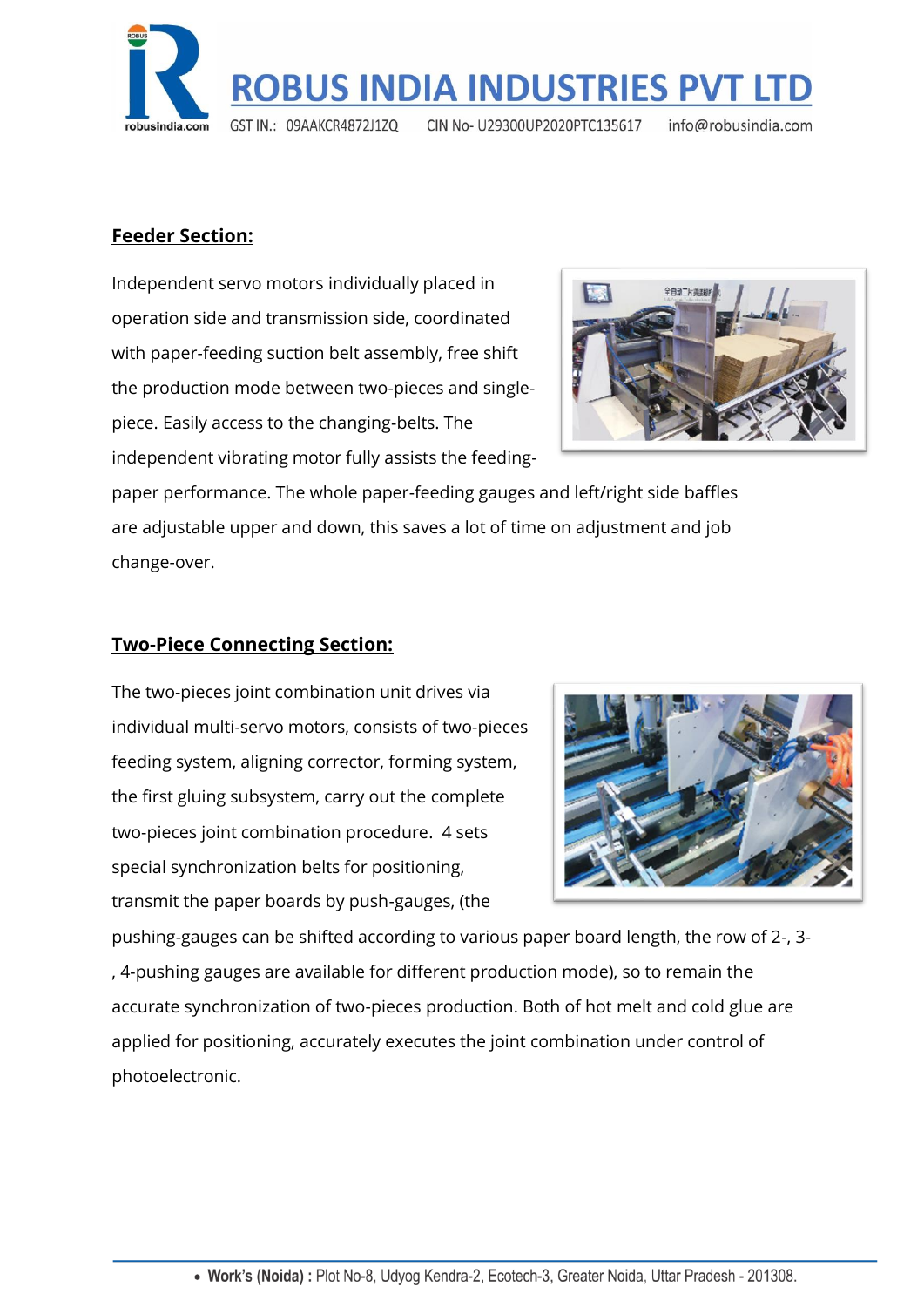## Feeder Section:

Independent servo motors individually placed in operation side and transmission side, coordinated with paper-feeding suction belt assembly, free shift the production mode between two-pieces and single-piece. Easily access to the changing-belts. The independent vibrating motor fully assists the feeding-paper performance. The whole paper-feeding gauges and left/right side baffles are adjustable upper and down, this saves a lot of time on adjustment and job change-over.

## Two-Piece Connecting Section:

The two-pieces joint combination unit drives via individual multi-servo motors, consists of two-pieces feeding system, aligning corrector, forming system, the first gluing subsystem, carry out the complete two-pieces joint combination procedure. 4 sets special synchronization belts for positioning, transmit the paper boards by push-gauges, (the pushing-gauges can be shifted according to various paper board length, the row of 2-, 3-, 4-pushing gauges are available for different production mode), so to remain the accurate synchronization of two-pieces production. Both of hot melt and cold glue are applied for positioning, accurately executes the joint combination under control of photoelectronic.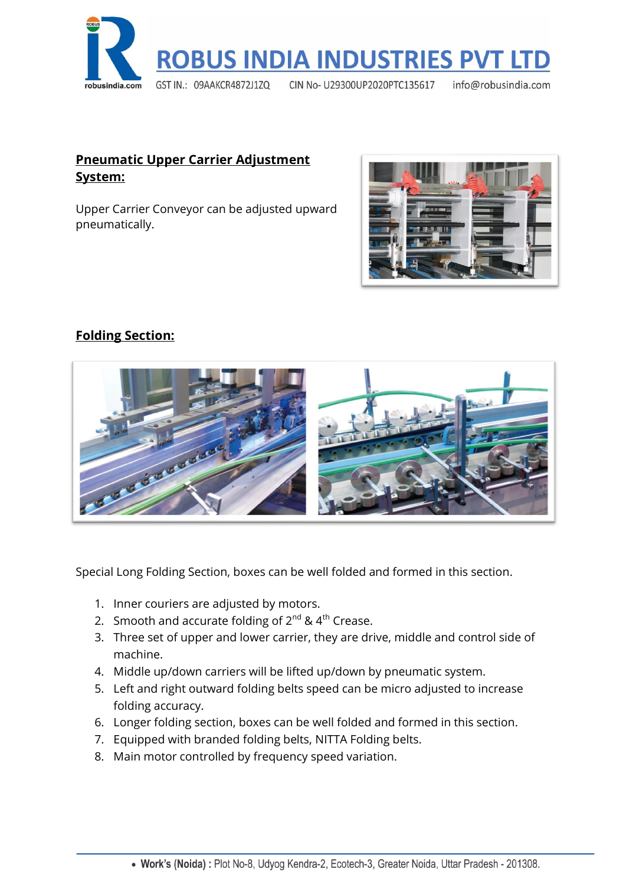## Pneumatic Upper Carrier Adjustment System:

Upper Carrier Conveyor can be adjusted upward pneumatically.

## Folding Section:

Special Long Folding Section, boxes can be well folded and formed in this section.

1. Inner couriers are adjusted by motors.
2. Smooth and accurate folding of 2nd & 4th Crease.
3. Three set of upper and lower carrier, they are drive, middle and control side of machine.
4. Middle up/down carriers will be lifted up/down by pneumatic system.
5. Left and right outward folding belts speed can be micro adjusted to increase folding accuracy.
6. Longer folding section, boxes can be well folded and formed in this section.
7. Equipped with branded folding belts, NITTA Folding belts.
8. Main motor controlled by frequency speed variation.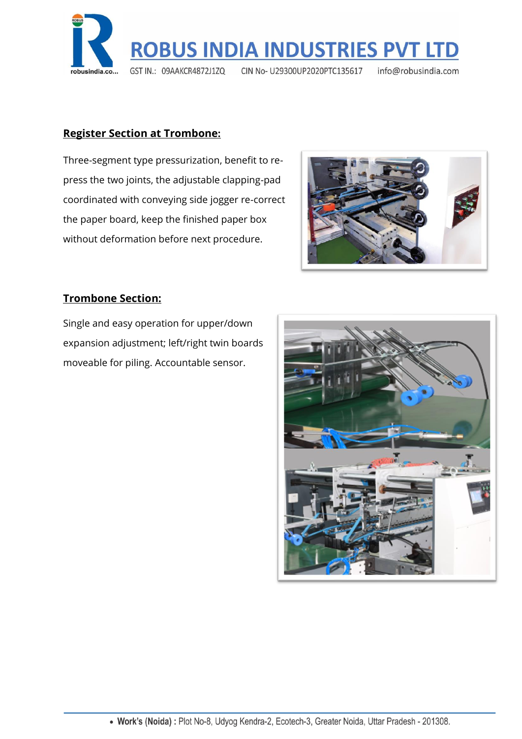## Register Section at Trombone:

Three-segment type pressurization, benefit to re-press the two joints, the adjustable clapping-pad coordinated with conveying side jogger re-correct the paper board, keep the finished paper box without deformation before next procedure.

## Trombone Section:

Single and easy operation for upper/down expansion adjustment; left/right twin boards moveable for piling. Accountable sensor.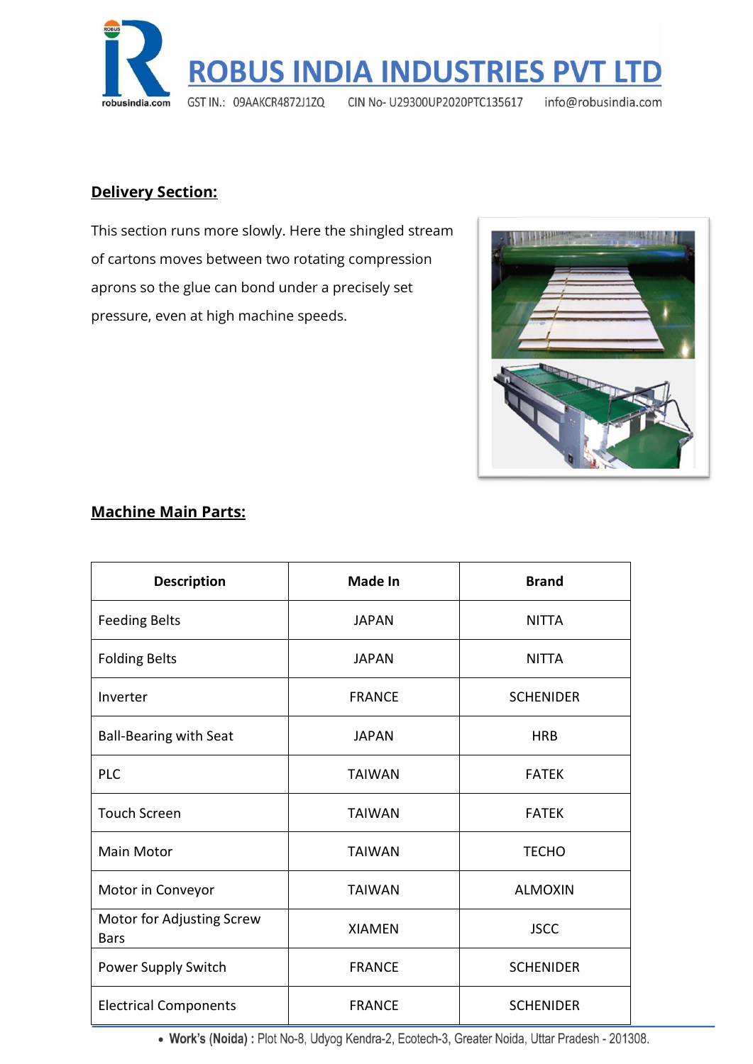## Delivery Section:

This section runs more slowly. Here the shingled stream of cartons moves between two rotating compression aprons so the glue can bond under a precisely set pressure, even at high machine speeds.

## Machine Main Parts:

| Description | Made In | Brand |
|---|---|---|
| Feeding Belts | JAPAN | NITTA |
| Folding Belts | JAPAN | NITTA |
| Inverter | FRANCE | SCHENIDER |
| Ball-Bearing with Seat | JAPAN | HRB |
| PLC | TAIWAN | FATEK |
| Touch Screen | TAIWAN | FATEK |
| Main Motor | TAIWAN | TECHO |
| Motor in Conveyor | TAIWAN | ALMOXIN |
| Motor for Adjusting Screw Bars | XIAMEN | JSCC |
| Power Supply Switch | FRANCE | SCHENIDER |
| Electrical Components | FRANCE | SCHENIDER |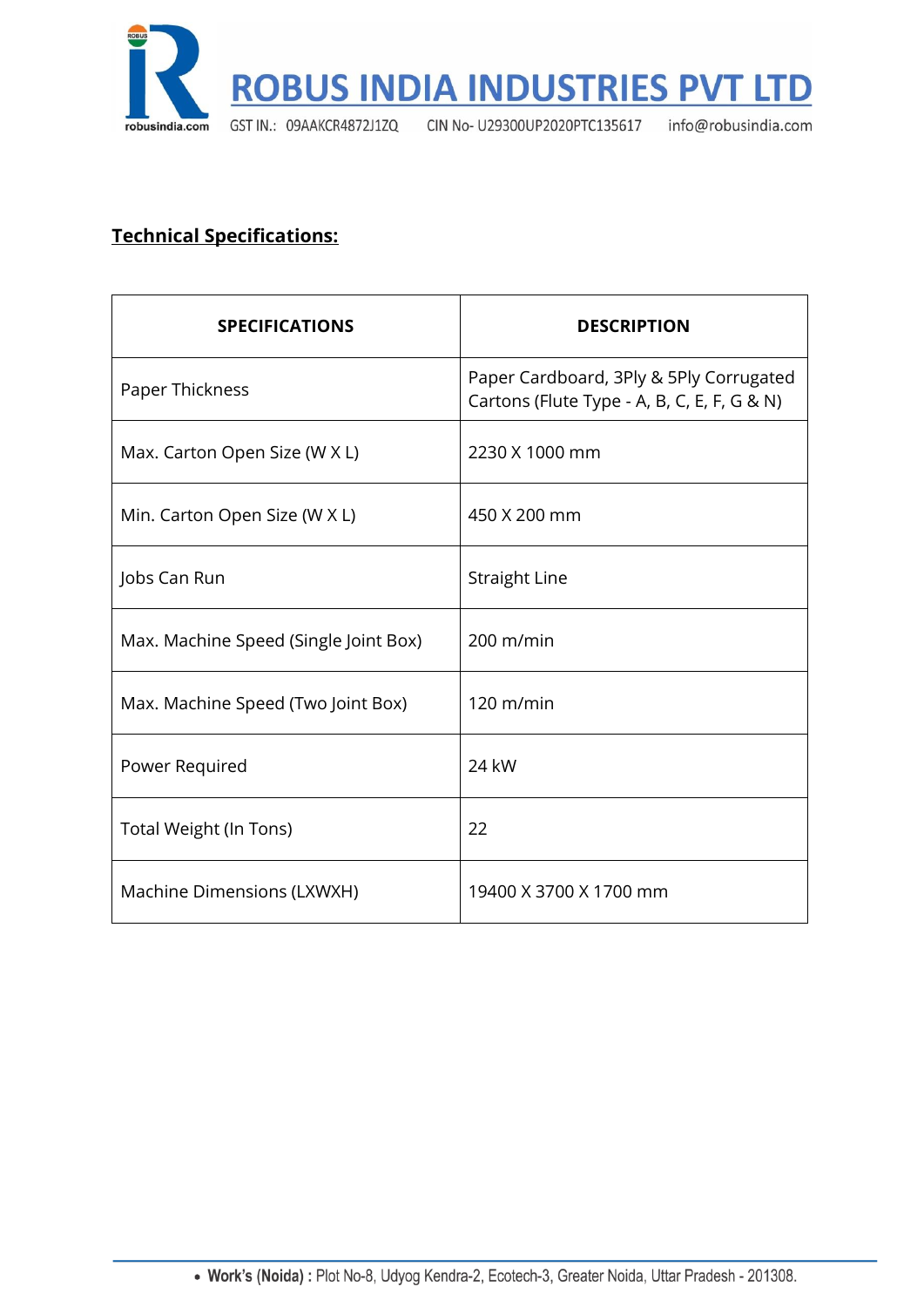## Technical Specifications:

| SPECIFICATIONS | DESCRIPTION |
|---|---|
| Paper Thickness | Paper Cardboard, 3Ply & 5Ply Corrugated Cartons (Flute Type - A, B, C, E, F, G & N) |
| Max. Carton Open Size (W X L) | 2230 X 1000 mm |
| Min. Carton Open Size (W X L) | 450 X 200 mm |
| Jobs Can Run | Straight Line |
| Max. Machine Speed (Single Joint Box) | 200 m/min |
| Max. Machine Speed (Two Joint Box) | 120 m/min |
| Power Required | 24 kW |
| Total Weight (In Tons) | 22 |
| Machine Dimensions (LXWXH) | 19400 X 3700 X 1700 mm |